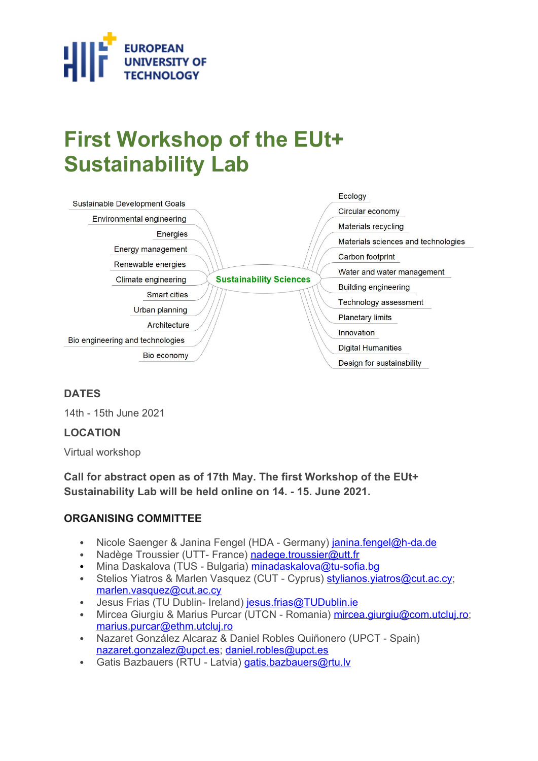EUROPEAN UNIVERSITY OF TECHNOLOGY

# First Workshop of the EUt+ Sustainability Lab

Sustainability Sciences

- Sustainable Development Goals
- Environmental engineering
- Energies
- Energy management
- Renewable energies
- Climate engineering
- Smart cities
- Urban planning
- Architecture
- Bio engineering and technologies
- Bio economy
- Ecology
- Circular economy
- Materials recycling
- Materials sciences and technologies
- Carbon footprint
- Water and water management
- Building engineering
- Technology assessment
- Planetary limits
- Innovation
- Digital Humanities
- Design for sustainability

### DATES

14th - 15th June 2021

### LOCATION

Virtual workshop

**Call for abstract open as of 17th May. The first Workshop of the EUt+ Sustainability Lab will be held online on 14. - 15. June 2021.**

### ORGANISING COMMITTEE

- Nicole Saenger & Janina Fengel (HDA - Germany) janina.fengel@h-da.de
- Nadège Troussier (UTT- France) nadege.troussier@utt.fr
- Mina Daskalova (TUS - Bulgaria) minadaskalova@tu-sofia.bg
- Stelios Yiatros & Marlen Vasquez (CUT - Cyprus) stylianos.yiatros@cut.ac.cy; marlen.vasquez@cut.ac.cy
- Jesus Frias (TU Dublin- Ireland) jesus.frias@TUDublin.ie
- Mircea Giurgiu & Marius Purcar (UTCN - Romania) mircea.giurgiu@com.utcluj.ro; marius.purcar@ethm.utcluj.ro
- Nazaret González Alcaraz & Daniel Robles Quiñonero (UPCT - Spain) nazaret.gonzalez@upct.es; daniel.robles@upct.es
- Gatis Bazbauers (RTU - Latvia) gatis.bazbauers@rtu.lv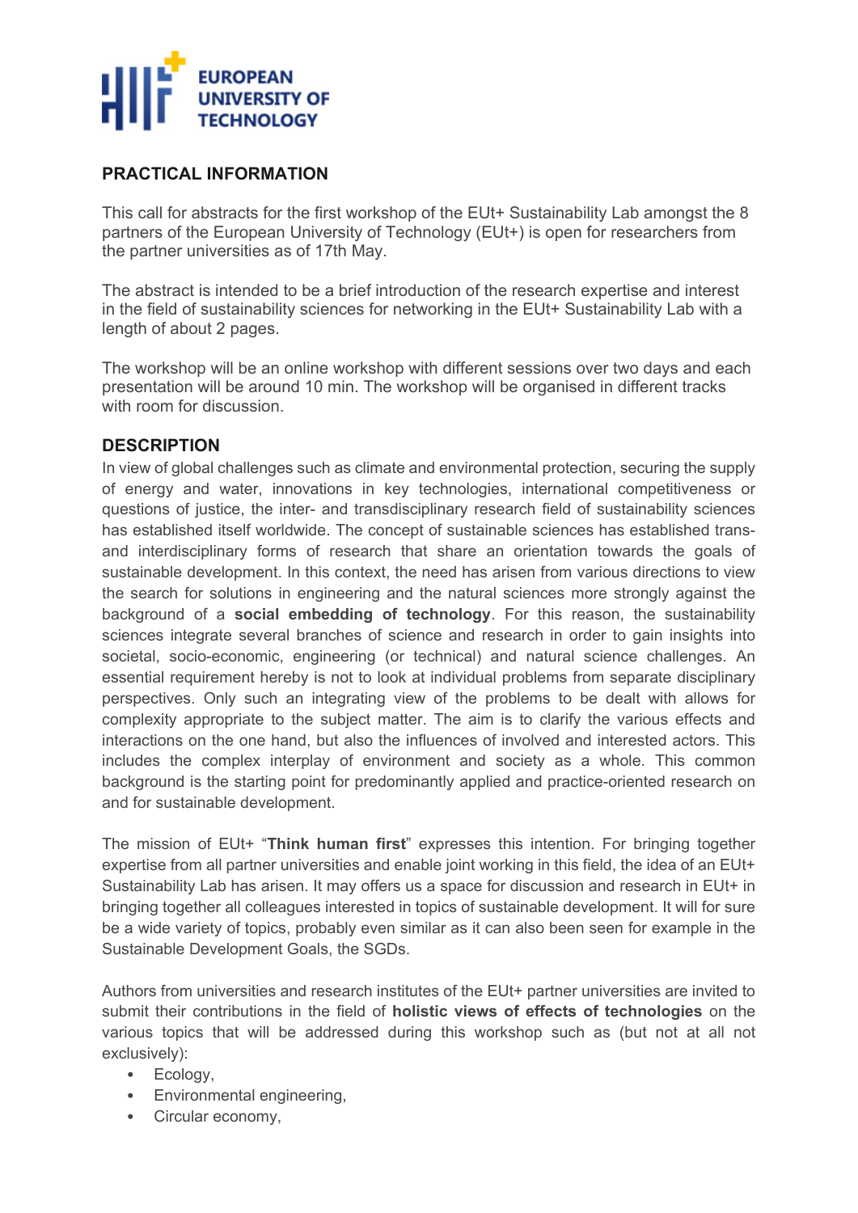## PRACTICAL INFORMATION

This call for abstracts for the first workshop of the EUt+ Sustainability Lab amongst the 8 partners of the European University of Technology (EUt+) is open for researchers from the partner universities as of 17th May.

The abstract is intended to be a brief introduction of the research expertise and interest in the field of sustainability sciences for networking in the EUt+ Sustainability Lab with a length of about 2 pages.

The workshop will be an online workshop with different sessions over two days and each presentation will be around 10 min. The workshop will be organised in different tracks with room for discussion.

## DESCRIPTION

In view of global challenges such as climate and environmental protection, securing the supply of energy and water, innovations in key technologies, international competitiveness or questions of justice, the inter- and transdisciplinary research field of sustainability sciences has established itself worldwide. The concept of sustainable sciences has established trans- and interdisciplinary forms of research that share an orientation towards the goals of sustainable development. In this context, the need has arisen from various directions to view the search for solutions in engineering and the natural sciences more strongly against the background of a **social embedding of technology**. For this reason, the sustainability sciences integrate several branches of science and research in order to gain insights into societal, socio-economic, engineering (or technical) and natural science challenges. An essential requirement hereby is not to look at individual problems from separate disciplinary perspectives. Only such an integrating view of the problems to be dealt with allows for complexity appropriate to the subject matter. The aim is to clarify the various effects and interactions on the one hand, but also the influences of involved and interested actors. This includes the complex interplay of environment and society as a whole. This common background is the starting point for predominantly applied and practice-oriented research on and for sustainable development.

The mission of EUt+ "**Think human first**" expresses this intention. For bringing together expertise from all partner universities and enable joint working in this field, the idea of an EUt+ Sustainability Lab has arisen. It may offers us a space for discussion and research in EUt+ in bringing together all colleagues interested in topics of sustainable development. It will for sure be a wide variety of topics, probably even similar as it can also been seen for example in the Sustainable Development Goals, the SGDs.

Authors from universities and research institutes of the EUt+ partner universities are invited to submit their contributions in the field of **holistic views of effects of technologies** on the various topics that will be addressed during this workshop such as (but not at all not exclusively):

- Ecology,
- Environmental engineering,
- Circular economy,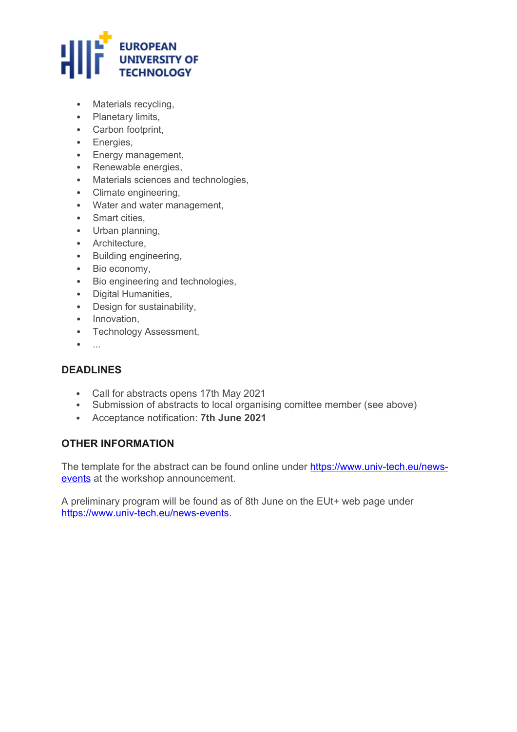- Materials recycling,
- Planetary limits,
- Carbon footprint,
- Energies,
- Energy management,
- Renewable energies,
- Materials sciences and technologies,
- Climate engineering,
- Water and water management,
- Smart cities,
- Urban planning,
- Architecture,
- Building engineering,
- Bio economy,
- Bio engineering and technologies,
- Digital Humanities,
- Design for sustainability,
- Innovation,
- Technology Assessment,
- ...

## DEADLINES

- Call for abstracts opens 17th May 2021
- Submission of abstracts to local organising comittee member (see above)
- Acceptance notification: **7th June 2021**

## OTHER INFORMATION

The template for the abstract can be found online under [https://www.univ-tech.eu/news-events](https://www.univ-tech.eu/news-events) at the workshop announcement.

A preliminary program will be found as of 8th June on the EUt+ web page under [https://www.univ-tech.eu/news-events](https://www.univ-tech.eu/news-events).